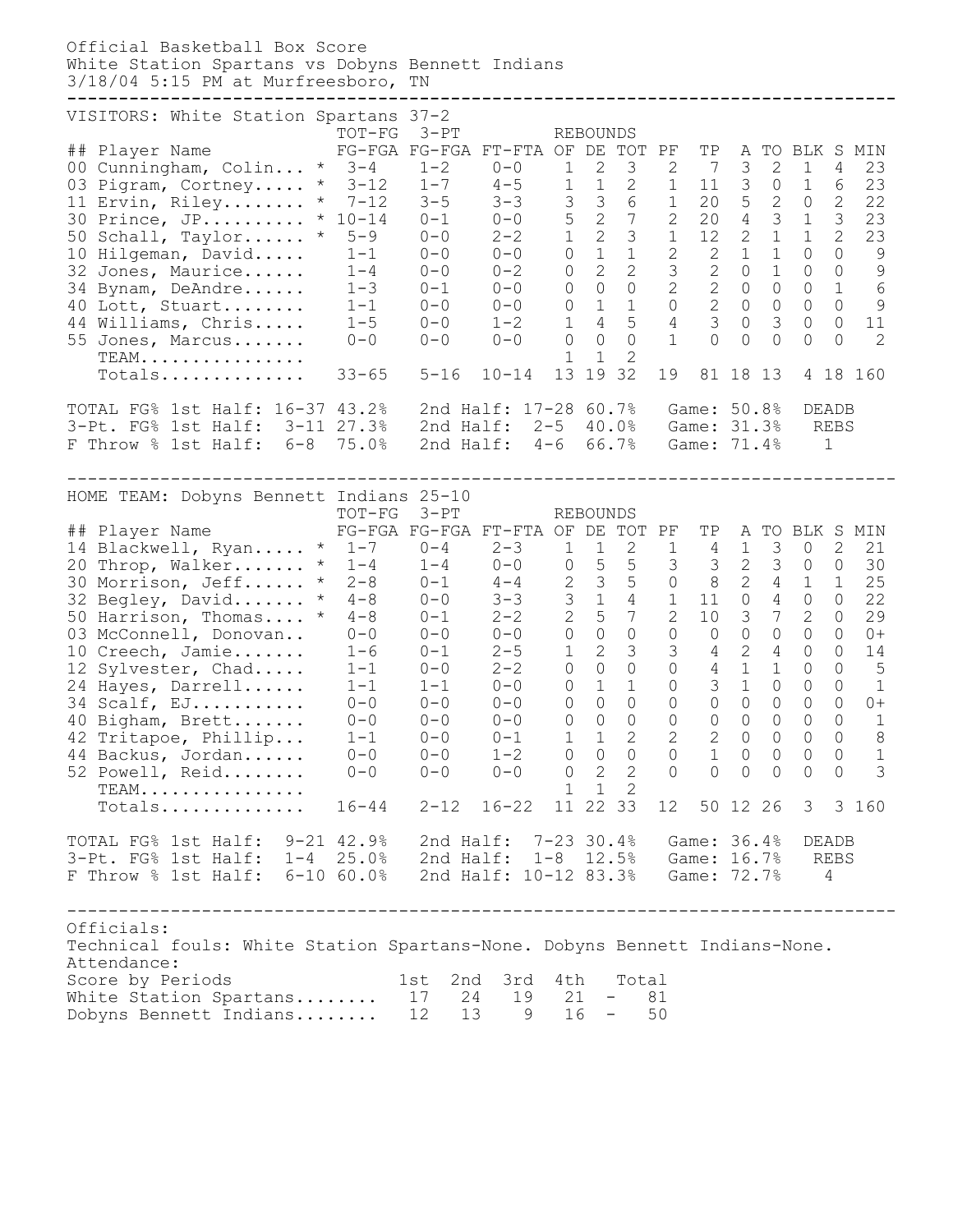Official Basketball Box Score
White Station Spartans vs Dobyns Bennett Indians
3/18/04 5:15 PM at Murfreesboro, TN

VISITORS: White Station Spartans 37-2

| ## | Player Name | | TOT-FG FG-FGA | 3-PT FG-FGA | FT-FTA | REBOUNDS OF | DE | TOT | PF | TP | A | TO | BLK | S | MIN |
|---|---|---|---|---|---|---|---|---|---|---|---|---|---|---|---|
| 00 | Cunningham, Colin... | * | 3-4 | 1-2 | 0-0 | 1 | 2 | 3 | 2 | 7 | 3 | 2 | 1 | 4 | 23 |
| 03 | Pigram, Cortney..... | * | 3-12 | 1-7 | 4-5 | 1 | 1 | 2 | 1 | 11 | 3 | 0 | 1 | 6 | 23 |
| 11 | Ervin, Riley........ | * | 7-12 | 3-5 | 3-3 | 3 | 3 | 6 | 1 | 20 | 5 | 2 | 0 | 2 | 22 |
| 30 | Prince, JP.......... | * | 10-14 | 0-1 | 0-0 | 5 | 2 | 7 | 2 | 20 | 4 | 3 | 1 | 3 | 23 |
| 50 | Schall, Taylor...... | * | 5-9 | 0-0 | 2-2 | 1 | 2 | 3 | 1 | 12 | 2 | 1 | 1 | 2 | 23 |
| 10 | Hilgeman, David..... | | 1-1 | 0-0 | 0-0 | 0 | 1 | 1 | 2 | 2 | 1 | 1 | 0 | 0 | 9 |
| 32 | Jones, Maurice...... | | 1-4 | 0-0 | 0-2 | 0 | 2 | 2 | 3 | 2 | 0 | 1 | 0 | 0 | 9 |
| 34 | Bynam, DeAndre...... | | 1-3 | 0-1 | 0-0 | 0 | 0 | 0 | 2 | 2 | 0 | 0 | 0 | 1 | 6 |
| 40 | Lott, Stuart........ | | 1-1 | 0-0 | 0-0 | 0 | 1 | 1 | 0 | 2 | 0 | 0 | 0 | 0 | 9 |
| 44 | Williams, Chris..... | | 1-5 | 0-0 | 1-2 | 1 | 4 | 5 | 4 | 3 | 0 | 3 | 0 | 0 | 11 |
| 55 | Jones, Marcus....... | | 0-0 | 0-0 | 0-0 | 0 | 0 | 0 | 1 | 0 | 0 | 0 | 0 | 0 | 2 |
| | TEAM................ | | | | | 1 | 1 | 2 | | | | | | | |
| | Totals.............. | | 33-65 | 5-16 | 10-14 | 13 | 19 | 32 | 19 | 81 | 18 | 13 | 4 | 18 | 160 |

TOTAL FG% 1st Half: 16-37 43.2%   2nd Half: 17-28 60.7%   Game: 50.8%   DEADB
3-Pt. FG% 1st Half: 3-11 27.3%   2nd Half: 2-5 40.0%   Game: 31.3%   REBS
F Throw % 1st Half: 6-8 75.0%   2nd Half: 4-6 66.7%   Game: 71.4%   1

HOME TEAM: Dobyns Bennett Indians 25-10

| ## | Player Name | | TOT-FG FG-FGA | 3-PT FG-FGA | FT-FTA | REBOUNDS OF | DE | TOT | PF | TP | A | TO | BLK | S | MIN |
|---|---|---|---|---|---|---|---|---|---|---|---|---|---|---|---|
| 14 | Blackwell, Ryan..... | * | 1-7 | 0-4 | 2-3 | 1 | 1 | 2 | 1 | 4 | 1 | 3 | 0 | 2 | 21 |
| 20 | Throp, Walker....... | * | 1-4 | 1-4 | 0-0 | 0 | 5 | 5 | 3 | 3 | 2 | 3 | 0 | 0 | 30 |
| 30 | Morrison, Jeff...... | * | 2-8 | 0-1 | 4-4 | 2 | 3 | 5 | 0 | 8 | 2 | 4 | 1 | 1 | 25 |
| 32 | Begley, David....... | * | 4-8 | 0-0 | 3-3 | 3 | 1 | 4 | 1 | 11 | 0 | 4 | 0 | 0 | 22 |
| 50 | Harrison, Thomas.... | * | 4-8 | 0-1 | 2-2 | 2 | 5 | 7 | 2 | 10 | 3 | 7 | 2 | 0 | 29 |
| 03 | McConnell, Donovan.. | | 0-0 | 0-0 | 0-0 | 0 | 0 | 0 | 0 | 0 | 0 | 0 | 0 | 0 | 0+ |
| 10 | Creech, Jamie....... | | 1-6 | 0-1 | 2-5 | 1 | 2 | 3 | 3 | 4 | 2 | 4 | 0 | 0 | 14 |
| 12 | Sylvester, Chad..... | | 1-1 | 0-0 | 2-2 | 0 | 0 | 0 | 0 | 4 | 1 | 1 | 0 | 0 | 5 |
| 24 | Hayes, Darrell...... | | 1-1 | 1-1 | 0-0 | 0 | 1 | 1 | 0 | 3 | 1 | 0 | 0 | 0 | 1 |
| 34 | Scalf, EJ........... | | 0-0 | 0-0 | 0-0 | 0 | 0 | 0 | 0 | 0 | 0 | 0 | 0 | 0 | 0+ |
| 40 | Bigham, Brett....... | | 0-0 | 0-0 | 0-0 | 0 | 0 | 0 | 0 | 0 | 0 | 0 | 0 | 0 | 1 |
| 42 | Tritapoe, Phillip... | | 1-1 | 0-0 | 0-1 | 1 | 1 | 2 | 2 | 2 | 0 | 0 | 0 | 0 | 8 |
| 44 | Backus, Jordan...... | | 0-0 | 0-0 | 1-2 | 0 | 0 | 0 | 0 | 1 | 0 | 0 | 0 | 0 | 1 |
| 52 | Powell, Reid........ | | 0-0 | 0-0 | 0-0 | 0 | 2 | 2 | 0 | 0 | 0 | 0 | 0 | 0 | 3 |
| | TEAM................ | | | | | 1 | 1 | 2 | | | | | | | |
| | Totals.............. | | 16-44 | 2-12 | 16-22 | 11 | 22 | 33 | 12 | 50 | 12 | 26 | 3 | 3 | 160 |

TOTAL FG% 1st Half: 9-21 42.9%   2nd Half: 7-23 30.4%   Game: 36.4%   DEADB
3-Pt. FG% 1st Half: 1-4 25.0%   2nd Half: 1-8 12.5%   Game: 16.7%   REBS
F Throw % 1st Half: 6-10 60.0%   2nd Half: 10-12 83.3%   Game: 72.7%   4

Officials:
Technical fouls: White Station Spartans-None. Dobyns Bennett Indians-None.
Attendance:

| Score by Periods | 1st | 2nd | 3rd | 4th | | Total |
|---|---|---|---|---|---|---|
| White Station Spartans........ | 17 | 24 | 19 | 21 | - | 81 |
| Dobyns Bennett Indians........ | 12 | 13 | 9 | 16 | - | 50 |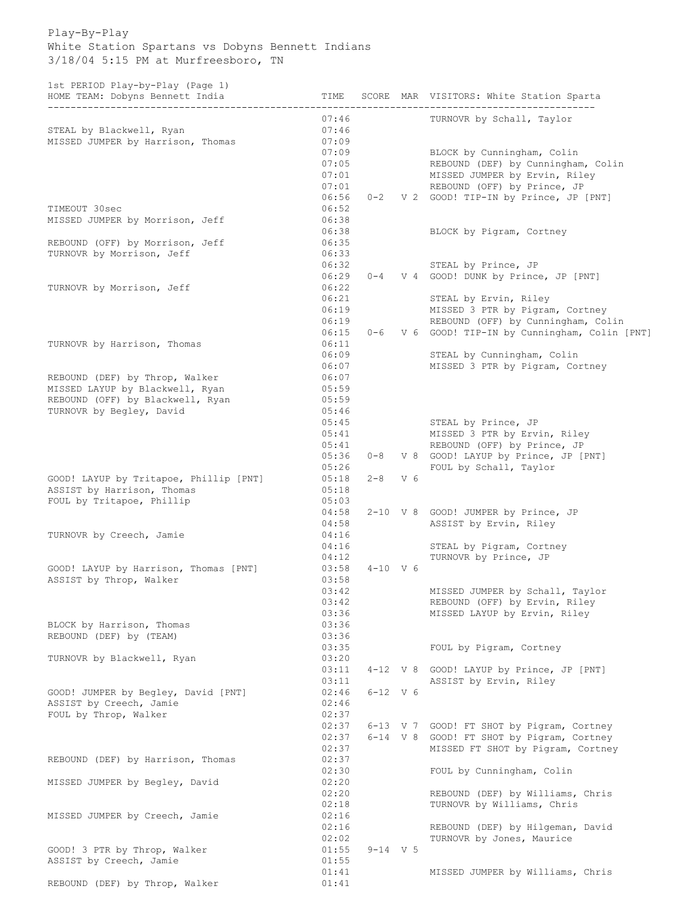Play-By-Play
White Station Spartans vs Dobyns Bennett Indians
3/18/04 5:15 PM at Murfreesboro, TN

1st PERIOD Play-by-Play (Page 1)

| HOME TEAM: Dobyns Bennett India | TIME | SCORE | MAR | VISITORS: White Station Sparta |
|---|---|---|---|---|
| | 07:46 | | | TURNOVR by Schall, Taylor |
| STEAL by Blackwell, Ryan | 07:46 | | | |
| MISSED JUMPER by Harrison, Thomas | 07:09 | | | |
| | 07:09 | | | BLOCK by Cunningham, Colin |
| | 07:05 | | | REBOUND (DEF) by Cunningham, Colin |
| | 07:01 | | | MISSED JUMPER by Ervin, Riley |
| | 07:01 | | | REBOUND (OFF) by Prince, JP |
| | 06:56 | 0-2 | V 2 | GOOD! TIP-IN by Prince, JP [PNT] |
| TIMEOUT 30sec | 06:52 | | | |
| MISSED JUMPER by Morrison, Jeff | 06:38 | | | |
| | 06:38 | | | BLOCK by Pigram, Cortney |
| REBOUND (OFF) by Morrison, Jeff | 06:35 | | | |
| TURNOVR by Morrison, Jeff | 06:33 | | | |
| | 06:32 | | | STEAL by Prince, JP |
| | 06:29 | 0-4 | V 4 | GOOD! DUNK by Prince, JP [PNT] |
| TURNOVR by Morrison, Jeff | 06:22 | | | |
| | 06:21 | | | STEAL by Ervin, Riley |
| | 06:19 | | | MISSED 3 PTR by Pigram, Cortney |
| | 06:19 | | | REBOUND (OFF) by Cunningham, Colin |
| | 06:15 | 0-6 | V 6 | GOOD! TIP-IN by Cunningham, Colin [PNT] |
| TURNOVR by Harrison, Thomas | 06:11 | | | |
| | 06:09 | | | STEAL by Cunningham, Colin |
| | 06:07 | | | MISSED 3 PTR by Pigram, Cortney |
| REBOUND (DEF) by Throp, Walker | 06:07 | | | |
| MISSED LAYUP by Blackwell, Ryan | 05:59 | | | |
| REBOUND (OFF) by Blackwell, Ryan | 05:59 | | | |
| TURNOVR by Begley, David | 05:46 | | | |
| | 05:45 | | | STEAL by Prince, JP |
| | 05:41 | | | MISSED 3 PTR by Ervin, Riley |
| | 05:41 | | | REBOUND (OFF) by Prince, JP |
| | 05:36 | 0-8 | V 8 | GOOD! LAYUP by Prince, JP [PNT] |
| | 05:26 | | | FOUL by Schall, Taylor |
| GOOD! LAYUP by Tritapoe, Phillip [PNT] | 05:18 | 2-8 | V 6 | |
| ASSIST by Harrison, Thomas | 05:18 | | | |
| FOUL by Tritapoe, Phillip | 05:03 | | | |
| | 04:58 | 2-10 | V 8 | GOOD! JUMPER by Prince, JP |
| | 04:58 | | | ASSIST by Ervin, Riley |
| TURNOVR by Creech, Jamie | 04:16 | | | |
| | 04:16 | | | STEAL by Pigram, Cortney |
| | 04:12 | | | TURNOVR by Prince, JP |
| GOOD! LAYUP by Harrison, Thomas [PNT] | 03:58 | 4-10 | V 6 | |
| ASSIST by Throp, Walker | 03:58 | | | |
| | 03:42 | | | MISSED JUMPER by Schall, Taylor |
| | 03:42 | | | REBOUND (OFF) by Ervin, Riley |
| | 03:36 | | | MISSED LAYUP by Ervin, Riley |
| BLOCK by Harrison, Thomas | 03:36 | | | |
| REBOUND (DEF) by (TEAM) | 03:36 | | | |
| | 03:35 | | | FOUL by Pigram, Cortney |
| TURNOVR by Blackwell, Ryan | 03:20 | | | |
| | 03:11 | 4-12 | V 8 | GOOD! LAYUP by Prince, JP [PNT] |
| | 03:11 | | | ASSIST by Ervin, Riley |
| GOOD! JUMPER by Begley, David [PNT] | 02:46 | 6-12 | V 6 | |
| ASSIST by Creech, Jamie | 02:46 | | | |
| FOUL by Throp, Walker | 02:37 | | | |
| | 02:37 | 6-13 | V 7 | GOOD! FT SHOT by Pigram, Cortney |
| | 02:37 | 6-14 | V 8 | GOOD! FT SHOT by Pigram, Cortney |
| | 02:37 | | | MISSED FT SHOT by Pigram, Cortney |
| REBOUND (DEF) by Harrison, Thomas | 02:37 | | | |
| | 02:30 | | | FOUL by Cunningham, Colin |
| MISSED JUMPER by Begley, David | 02:20 | | | |
| | 02:20 | | | REBOUND (DEF) by Williams, Chris |
| | 02:18 | | | TURNOVR by Williams, Chris |
| MISSED JUMPER by Creech, Jamie | 02:16 | | | |
| | 02:16 | | | REBOUND (DEF) by Hilgeman, David |
| | 02:02 | | | TURNOVR by Jones, Maurice |
| GOOD! 3 PTR by Throp, Walker | 01:55 | 9-14 | V 5 | |
| ASSIST by Creech, Jamie | 01:55 | | | |
| | 01:41 | | | MISSED JUMPER by Williams, Chris |
| REBOUND (DEF) by Throp, Walker | 01:41 | | | |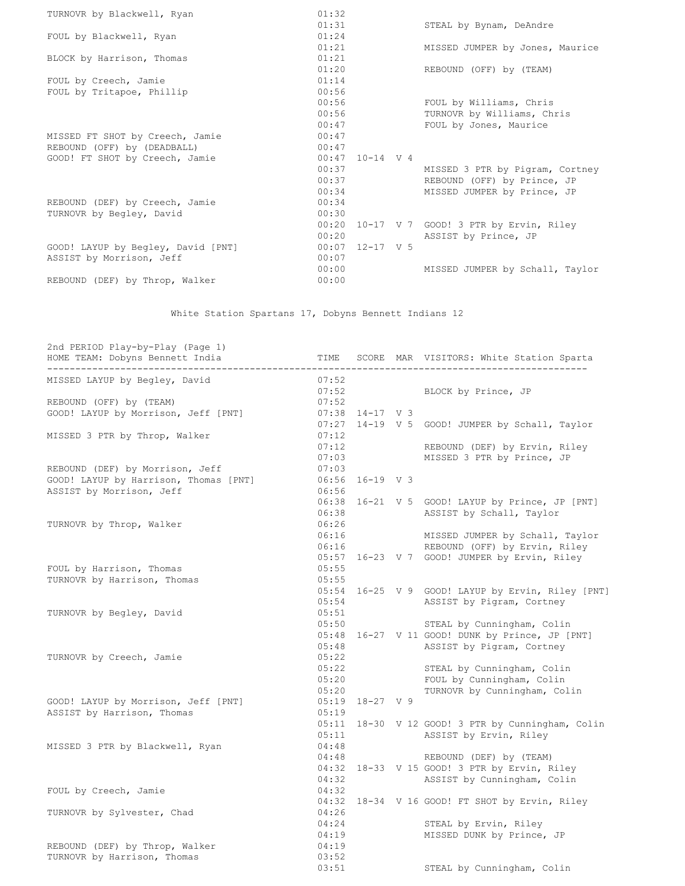| HOME | TIME | SCORE | MAR | VISITORS |
|---|---|---|---|---|
| TURNOVR by Blackwell, Ryan | 01:32 | | | |
| | 01:31 | | | STEAL by Bynam, DeAndre |
| FOUL by Blackwell, Ryan | 01:24 | | | |
| | 01:21 | | | MISSED JUMPER by Jones, Maurice |
| BLOCK by Harrison, Thomas | 01:21 | | | |
| | 01:20 | | | REBOUND (OFF) by (TEAM) |
| FOUL by Creech, Jamie | 01:14 | | | |
| FOUL by Tritapoe, Phillip | 00:56 | | | |
| | 00:56 | | | FOUL by Williams, Chris |
| | 00:56 | | | TURNOVR by Williams, Chris |
| | 00:47 | | | FOUL by Jones, Maurice |
| MISSED FT SHOT by Creech, Jamie | 00:47 | | | |
| REBOUND (OFF) by (DEADBALL) | 00:47 | | | |
| GOOD! FT SHOT by Creech, Jamie | 00:47 | 10-14 | V 4 | |
| | 00:37 | | | MISSED 3 PTR by Pigram, Cortney |
| | 00:37 | | | REBOUND (OFF) by Prince, JP |
| | 00:34 | | | MISSED JUMPER by Prince, JP |
| REBOUND (DEF) by Creech, Jamie | 00:34 | | | |
| TURNOVR by Begley, David | 00:30 | | | |
| | 00:20 | 10-17 | V 7 | GOOD! 3 PTR by Ervin, Riley |
| | 00:20 | | | ASSIST by Prince, JP |
| GOOD! LAYUP by Begley, David [PNT] | 00:07 | 12-17 | V 5 | |
| ASSIST by Morrison, Jeff | 00:07 | | | |
| | 00:00 | | | MISSED JUMPER by Schall, Taylor |
| REBOUND (DEF) by Throp, Walker | 00:00 | | | |

White Station Spartans 17, Dobyns Bennett Indians 12

2nd PERIOD Play-by-Play (Page 1)

| HOME TEAM: Dobyns Bennett India | TIME | SCORE | MAR | VISITORS: White Station Sparta |
|---|---|---|---|---|
| MISSED LAYUP by Begley, David | 07:52 | | | |
| | 07:52 | | | BLOCK by Prince, JP |
| REBOUND (OFF) by (TEAM) | 07:52 | | | |
| GOOD! LAYUP by Morrison, Jeff [PNT] | 07:38 | 14-17 | V 3 | |
| | 07:27 | 14-19 | V 5 | GOOD! JUMPER by Schall, Taylor |
| MISSED 3 PTR by Throp, Walker | 07:12 | | | |
| | 07:12 | | | REBOUND (DEF) by Ervin, Riley |
| | 07:03 | | | MISSED 3 PTR by Prince, JP |
| REBOUND (DEF) by Morrison, Jeff | 07:03 | | | |
| GOOD! LAYUP by Harrison, Thomas [PNT] | 06:56 | 16-19 | V 3 | |
| ASSIST by Morrison, Jeff | 06:56 | | | |
| | 06:38 | 16-21 | V 5 | GOOD! LAYUP by Prince, JP [PNT] |
| | 06:38 | | | ASSIST by Schall, Taylor |
| TURNOVR by Throp, Walker | 06:26 | | | |
| | 06:16 | | | MISSED JUMPER by Schall, Taylor |
| | 06:16 | | | REBOUND (OFF) by Ervin, Riley |
| | 05:57 | 16-23 | V 7 | GOOD! JUMPER by Ervin, Riley |
| FOUL by Harrison, Thomas | 05:55 | | | |
| TURNOVR by Harrison, Thomas | 05:55 | | | |
| | 05:54 | 16-25 | V 9 | GOOD! LAYUP by Ervin, Riley [PNT] |
| | 05:54 | | | ASSIST by Pigram, Cortney |
| TURNOVR by Begley, David | 05:51 | | | |
| | 05:50 | | | STEAL by Cunningham, Colin |
| | 05:48 | 16-27 | V 11 | GOOD! DUNK by Prince, JP [PNT] |
| | 05:48 | | | ASSIST by Pigram, Cortney |
| TURNOVR by Creech, Jamie | 05:22 | | | |
| | 05:22 | | | STEAL by Cunningham, Colin |
| | 05:20 | | | FOUL by Cunningham, Colin |
| | 05:20 | | | TURNOVR by Cunningham, Colin |
| GOOD! LAYUP by Morrison, Jeff [PNT] | 05:19 | 18-27 | V 9 | |
| ASSIST by Harrison, Thomas | 05:19 | | | |
| | 05:11 | 18-30 | V 12 | GOOD! 3 PTR by Cunningham, Colin |
| | 05:11 | | | ASSIST by Ervin, Riley |
| MISSED 3 PTR by Blackwell, Ryan | 04:48 | | | |
| | 04:48 | | | REBOUND (DEF) by (TEAM) |
| | 04:32 | 18-33 | V 15 | GOOD! 3 PTR by Ervin, Riley |
| | 04:32 | | | ASSIST by Cunningham, Colin |
| FOUL by Creech, Jamie | 04:32 | | | |
| | 04:32 | 18-34 | V 16 | GOOD! FT SHOT by Ervin, Riley |
| TURNOVR by Sylvester, Chad | 04:26 | | | |
| | 04:24 | | | STEAL by Ervin, Riley |
| | 04:19 | | | MISSED DUNK by Prince, JP |
| REBOUND (DEF) by Throp, Walker | 04:19 | | | |
| TURNOVR by Harrison, Thomas | 03:52 | | | |
| | 03:51 | | | STEAL by Cunningham, Colin |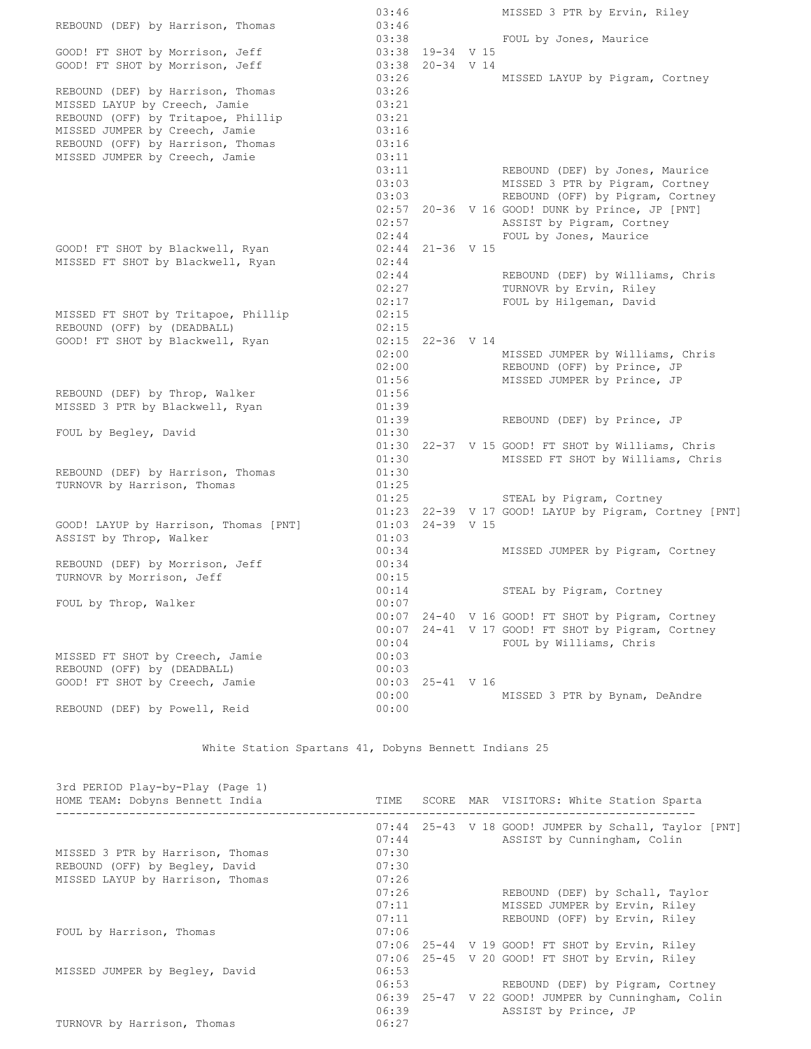| HOME | TIME | SCORE | MAR | VISITORS |
|---|---|---|---|---|
| | 03:46 | | | MISSED 3 PTR by Ervin, Riley |
| REBOUND (DEF) by Harrison, Thomas | 03:46 | | | |
| | 03:38 | | | FOUL by Jones, Maurice |
| GOOD! FT SHOT by Morrison, Jeff | 03:38 | 19-34 | V 15 | |
| GOOD! FT SHOT by Morrison, Jeff | 03:38 | 20-34 | V 14 | |
| | 03:26 | | | MISSED LAYUP by Pigram, Cortney |
| REBOUND (DEF) by Harrison, Thomas | 03:26 | | | |
| MISSED LAYUP by Creech, Jamie | 03:21 | | | |
| REBOUND (OFF) by Tritapoe, Phillip | 03:21 | | | |
| MISSED JUMPER by Creech, Jamie | 03:16 | | | |
| REBOUND (OFF) by Harrison, Thomas | 03:16 | | | |
| MISSED JUMPER by Creech, Jamie | 03:11 | | | |
| | 03:11 | | | REBOUND (DEF) by Jones, Maurice |
| | 03:03 | | | MISSED 3 PTR by Pigram, Cortney |
| | 03:03 | | | REBOUND (OFF) by Pigram, Cortney |
| | 02:57 | 20-36 | V 16 | GOOD! DUNK by Prince, JP [PNT] |
| | 02:57 | | | ASSIST by Pigram, Cortney |
| | 02:44 | | | FOUL by Jones, Maurice |
| GOOD! FT SHOT by Blackwell, Ryan | 02:44 | 21-36 | V 15 | |
| MISSED FT SHOT by Blackwell, Ryan | 02:44 | | | |
| | 02:44 | | | REBOUND (DEF) by Williams, Chris |
| | 02:27 | | | TURNOVR by Ervin, Riley |
| | 02:17 | | | FOUL by Hilgeman, David |
| MISSED FT SHOT by Tritapoe, Phillip | 02:15 | | | |
| REBOUND (OFF) by (DEADBALL) | 02:15 | | | |
| GOOD! FT SHOT by Blackwell, Ryan | 02:15 | 22-36 | V 14 | |
| | 02:00 | | | MISSED JUMPER by Williams, Chris |
| | 02:00 | | | REBOUND (OFF) by Prince, JP |
| | 01:56 | | | MISSED JUMPER by Prince, JP |
| REBOUND (DEF) by Throp, Walker | 01:56 | | | |
| MISSED 3 PTR by Blackwell, Ryan | 01:39 | | | |
| | 01:39 | | | REBOUND (DEF) by Prince, JP |
| FOUL by Begley, David | 01:30 | | | |
| | 01:30 | 22-37 | V 15 | GOOD! FT SHOT by Williams, Chris |
| | 01:30 | | | MISSED FT SHOT by Williams, Chris |
| REBOUND (DEF) by Harrison, Thomas | 01:30 | | | |
| TURNOVR by Harrison, Thomas | 01:25 | | | |
| | 01:25 | | | STEAL by Pigram, Cortney |
| | 01:23 | 22-39 | V 17 | GOOD! LAYUP by Pigram, Cortney [PNT] |
| GOOD! LAYUP by Harrison, Thomas [PNT] | 01:03 | 24-39 | V 15 | |
| ASSIST by Throp, Walker | 01:03 | | | |
| | 00:34 | | | MISSED JUMPER by Pigram, Cortney |
| REBOUND (DEF) by Morrison, Jeff | 00:34 | | | |
| TURNOVR by Morrison, Jeff | 00:15 | | | |
| | 00:14 | | | STEAL by Pigram, Cortney |
| FOUL by Throp, Walker | 00:07 | | | |
| | 00:07 | 24-40 | V 16 | GOOD! FT SHOT by Pigram, Cortney |
| | 00:07 | 24-41 | V 17 | GOOD! FT SHOT by Pigram, Cortney |
| | 00:04 | | | FOUL by Williams, Chris |
| MISSED FT SHOT by Creech, Jamie | 00:03 | | | |
| REBOUND (OFF) by (DEADBALL) | 00:03 | | | |
| GOOD! FT SHOT by Creech, Jamie | 00:03 | 25-41 | V 16 | |
| | 00:00 | | | MISSED 3 PTR by Bynam, DeAndre |
| REBOUND (DEF) by Powell, Reid | 00:00 | | | |

White Station Spartans 41, Dobyns Bennett Indians 25

3rd PERIOD Play-by-Play (Page 1)

| HOME TEAM: Dobyns Bennett India | TIME | SCORE | MAR | VISITORS: White Station Sparta |
|---|---|---|---|---|
| | 07:44 | 25-43 | V 18 | GOOD! JUMPER by Schall, Taylor [PNT] |
| | 07:44 | | | ASSIST by Cunningham, Colin |
| MISSED 3 PTR by Harrison, Thomas | 07:30 | | | |
| REBOUND (OFF) by Begley, David | 07:30 | | | |
| MISSED LAYUP by Harrison, Thomas | 07:26 | | | |
| | 07:26 | | | REBOUND (DEF) by Schall, Taylor |
| | 07:11 | | | MISSED JUMPER by Ervin, Riley |
| | 07:11 | | | REBOUND (OFF) by Ervin, Riley |
| FOUL by Harrison, Thomas | 07:06 | | | |
| | 07:06 | 25-44 | V 19 | GOOD! FT SHOT by Ervin, Riley |
| | 07:06 | 25-45 | V 20 | GOOD! FT SHOT by Ervin, Riley |
| MISSED JUMPER by Begley, David | 06:53 | | | |
| | 06:53 | | | REBOUND (DEF) by Pigram, Cortney |
| | 06:39 | 25-47 | V 22 | GOOD! JUMPER by Cunningham, Colin |
| | 06:39 | | | ASSIST by Prince, JP |
| TURNOVR by Harrison, Thomas | 06:27 | | | |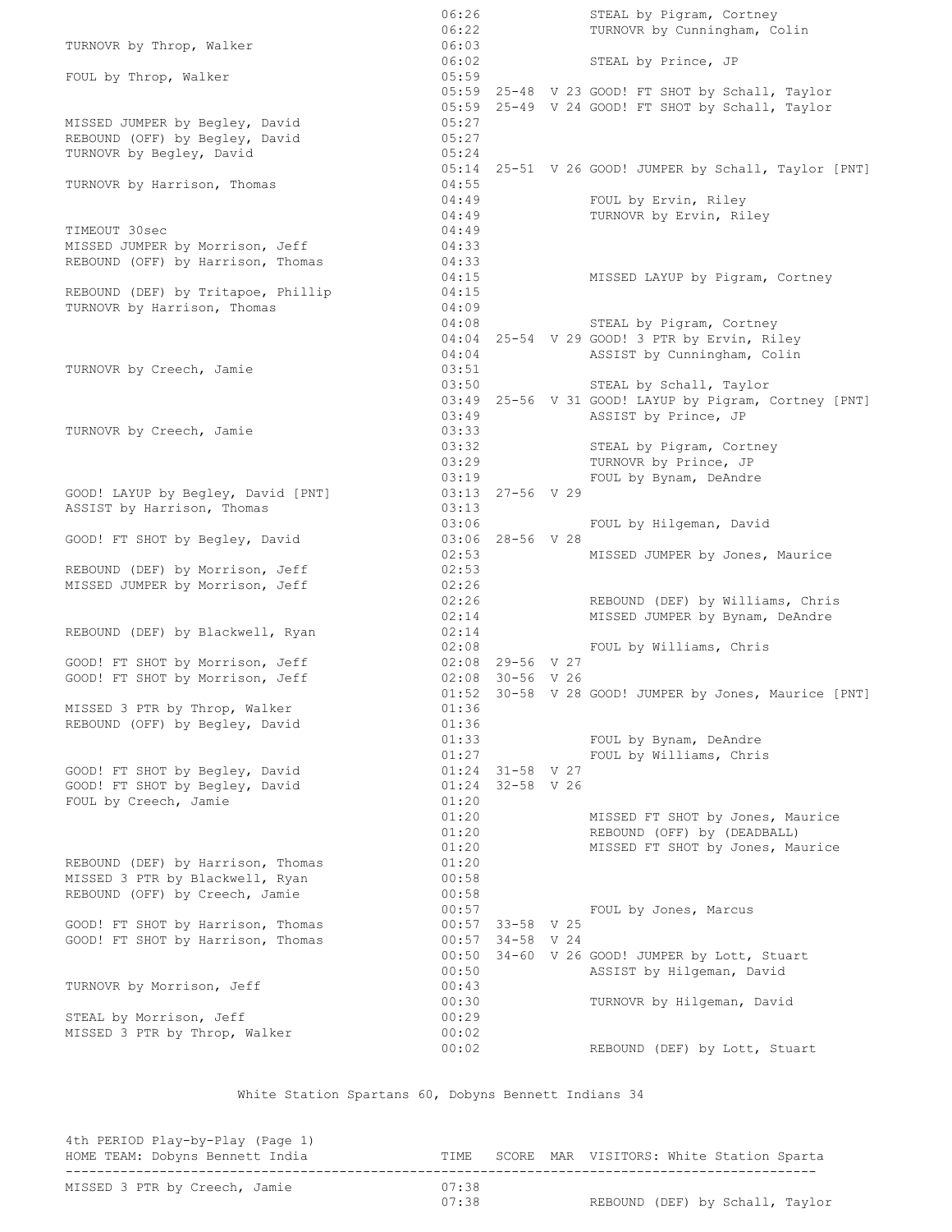| HOME TEAM | TIME | SCORE | MAR | VISITORS |
|---|---|---|---|---|
| | 06:26 | | | STEAL by Pigram, Cortney |
| | 06:22 | | | TURNOVR by Cunningham, Colin |
| TURNOVR by Throp, Walker | 06:03 | | | |
| | 06:02 | | | STEAL by Prince, JP |
| FOUL by Throp, Walker | 05:59 | | | |
| | 05:59 | 25-48 | V 23 | GOOD! FT SHOT by Schall, Taylor |
| | 05:59 | 25-49 | V 24 | GOOD! FT SHOT by Schall, Taylor |
| MISSED JUMPER by Begley, David | 05:27 | | | |
| REBOUND (OFF) by Begley, David | 05:27 | | | |
| TURNOVR by Begley, David | 05:24 | | | |
| | 05:14 | 25-51 | V 26 | GOOD! JUMPER by Schall, Taylor [PNT] |
| TURNOVR by Harrison, Thomas | 04:55 | | | |
| | 04:49 | | | FOUL by Ervin, Riley |
| | 04:49 | | | TURNOVR by Ervin, Riley |
| TIMEOUT 30sec | 04:49 | | | |
| MISSED JUMPER by Morrison, Jeff | 04:33 | | | |
| REBOUND (OFF) by Harrison, Thomas | 04:33 | | | |
| | 04:15 | | | MISSED LAYUP by Pigram, Cortney |
| REBOUND (DEF) by Tritapoe, Phillip | 04:15 | | | |
| TURNOVR by Harrison, Thomas | 04:09 | | | |
| | 04:08 | | | STEAL by Pigram, Cortney |
| | 04:04 | 25-54 | V 29 | GOOD! 3 PTR by Ervin, Riley |
| | 04:04 | | | ASSIST by Cunningham, Colin |
| TURNOVR by Creech, Jamie | 03:51 | | | |
| | 03:50 | | | STEAL by Schall, Taylor |
| | 03:49 | 25-56 | V 31 | GOOD! LAYUP by Pigram, Cortney [PNT] |
| | 03:49 | | | ASSIST by Prince, JP |
| TURNOVR by Creech, Jamie | 03:33 | | | |
| | 03:32 | | | STEAL by Pigram, Cortney |
| | 03:29 | | | TURNOVR by Prince, JP |
| | 03:19 | | | FOUL by Bynam, DeAndre |
| GOOD! LAYUP by Begley, David [PNT] | 03:13 | 27-56 | V 29 | |
| ASSIST by Harrison, Thomas | 03:13 | | | |
| | 03:06 | | | FOUL by Hilgeman, David |
| GOOD! FT SHOT by Begley, David | 03:06 | 28-56 | V 28 | |
| | 02:53 | | | MISSED JUMPER by Jones, Maurice |
| REBOUND (DEF) by Morrison, Jeff | 02:53 | | | |
| MISSED JUMPER by Morrison, Jeff | 02:26 | | | |
| | 02:26 | | | REBOUND (DEF) by Williams, Chris |
| | 02:14 | | | MISSED JUMPER by Bynam, DeAndre |
| REBOUND (DEF) by Blackwell, Ryan | 02:14 | | | |
| | 02:08 | | | FOUL by Williams, Chris |
| GOOD! FT SHOT by Morrison, Jeff | 02:08 | 29-56 | V 27 | |
| GOOD! FT SHOT by Morrison, Jeff | 02:08 | 30-56 | V 26 | |
| | 01:52 | 30-58 | V 28 | GOOD! JUMPER by Jones, Maurice [PNT] |
| MISSED 3 PTR by Throp, Walker | 01:36 | | | |
| REBOUND (OFF) by Begley, David | 01:36 | | | |
| | 01:33 | | | FOUL by Bynam, DeAndre |
| | 01:27 | | | FOUL by Williams, Chris |
| GOOD! FT SHOT by Begley, David | 01:24 | 31-58 | V 27 | |
| GOOD! FT SHOT by Begley, David | 01:24 | 32-58 | V 26 | |
| FOUL by Creech, Jamie | 01:20 | | | |
| | 01:20 | | | MISSED FT SHOT by Jones, Maurice |
| | 01:20 | | | REBOUND (OFF) by (DEADBALL) |
| | 01:20 | | | MISSED FT SHOT by Jones, Maurice |
| REBOUND (DEF) by Harrison, Thomas | 01:20 | | | |
| MISSED 3 PTR by Blackwell, Ryan | 00:58 | | | |
| REBOUND (OFF) by Creech, Jamie | 00:58 | | | |
| | 00:57 | | | FOUL by Jones, Marcus |
| GOOD! FT SHOT by Harrison, Thomas | 00:57 | 33-58 | V 25 | |
| GOOD! FT SHOT by Harrison, Thomas | 00:57 | 34-58 | V 24 | |
| | 00:50 | 34-60 | V 26 | GOOD! JUMPER by Lott, Stuart |
| | 00:50 | | | ASSIST by Hilgeman, David |
| TURNOVR by Morrison, Jeff | 00:43 | | | |
| | 00:30 | | | TURNOVR by Hilgeman, David |
| STEAL by Morrison, Jeff | 00:29 | | | |
| MISSED 3 PTR by Throp, Walker | 00:02 | | | |
| | 00:02 | | | REBOUND (DEF) by Lott, Stuart |

White Station Spartans 60, Dobyns Bennett Indians 34

4th PERIOD Play-by-Play (Page 1)

| HOME TEAM: Dobyns Bennett India | TIME | SCORE | MAR | VISITORS: White Station Sparta |
|---|---|---|---|---|
| MISSED 3 PTR by Creech, Jamie | 07:38 | | | |
| | 07:38 | | | REBOUND (DEF) by Schall, Taylor |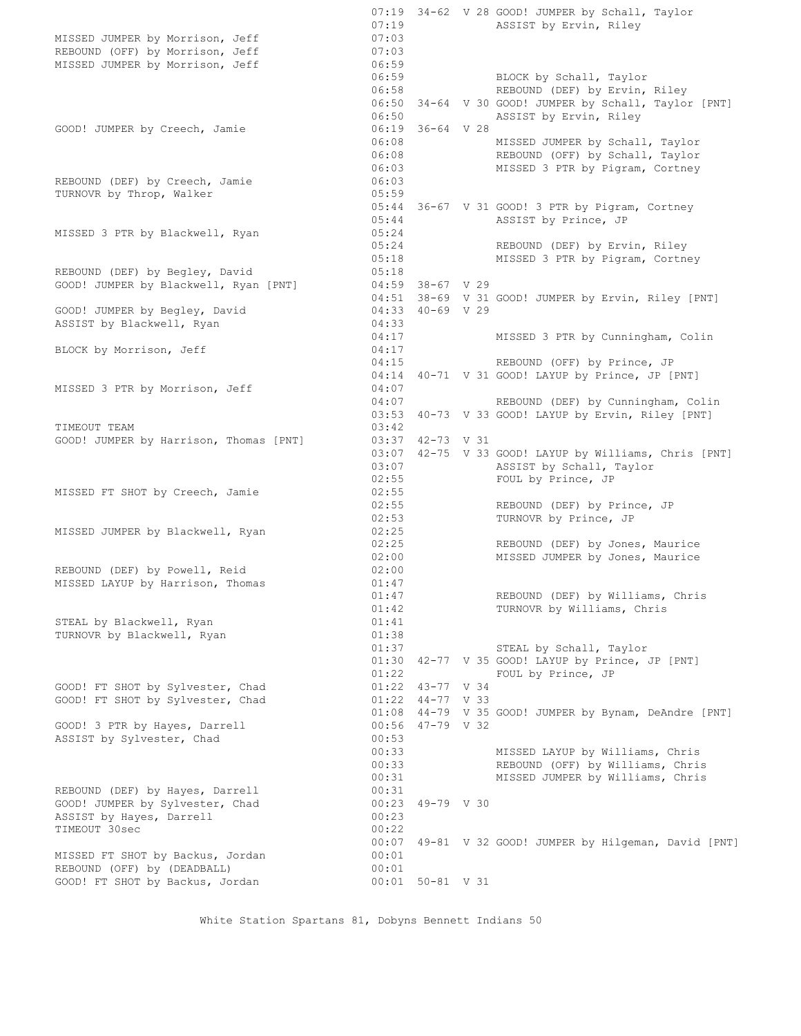| Home | Time | Score | Margin | Visitor |
|---|---|---|---|---|
| | 07:19 | 34-62 | V 28 | GOOD! JUMPER by Schall, Taylor |
| | 07:19 | | | ASSIST by Ervin, Riley |
| MISSED JUMPER by Morrison, Jeff | 07:03 | | | |
| REBOUND (OFF) by Morrison, Jeff | 07:03 | | | |
| MISSED JUMPER by Morrison, Jeff | 06:59 | | | |
| | 06:59 | | | BLOCK by Schall, Taylor |
| | 06:58 | | | REBOUND (DEF) by Ervin, Riley |
| | 06:50 | 34-64 | V 30 | GOOD! JUMPER by Schall, Taylor [PNT] |
| | 06:50 | | | ASSIST by Ervin, Riley |
| GOOD! JUMPER by Creech, Jamie | 06:19 | 36-64 | V 28 | |
| | 06:08 | | | MISSED JUMPER by Schall, Taylor |
| | 06:08 | | | REBOUND (OFF) by Schall, Taylor |
| | 06:03 | | | MISSED 3 PTR by Pigram, Cortney |
| REBOUND (DEF) by Creech, Jamie | 06:03 | | | |
| TURNOVR by Throp, Walker | 05:59 | | | |
| | 05:44 | 36-67 | V 31 | GOOD! 3 PTR by Pigram, Cortney |
| | 05:44 | | | ASSIST by Prince, JP |
| MISSED 3 PTR by Blackwell, Ryan | 05:24 | | | |
| | 05:24 | | | REBOUND (DEF) by Ervin, Riley |
| | 05:18 | | | MISSED 3 PTR by Pigram, Cortney |
| REBOUND (DEF) by Begley, David | 05:18 | | | |
| GOOD! JUMPER by Blackwell, Ryan [PNT] | 04:59 | 38-67 | V 29 | |
| | 04:51 | 38-69 | V 31 | GOOD! JUMPER by Ervin, Riley [PNT] |
| GOOD! JUMPER by Begley, David | 04:33 | 40-69 | V 29 | |
| ASSIST by Blackwell, Ryan | 04:33 | | | |
| | 04:17 | | | MISSED 3 PTR by Cunningham, Colin |
| BLOCK by Morrison, Jeff | 04:17 | | | |
| | 04:15 | | | REBOUND (OFF) by Prince, JP |
| | 04:14 | 40-71 | V 31 | GOOD! LAYUP by Prince, JP [PNT] |
| MISSED 3 PTR by Morrison, Jeff | 04:07 | | | |
| | 04:07 | | | REBOUND (DEF) by Cunningham, Colin |
| | 03:53 | 40-73 | V 33 | GOOD! LAYUP by Ervin, Riley [PNT] |
| TIMEOUT TEAM | 03:42 | | | |
| GOOD! JUMPER by Harrison, Thomas [PNT] | 03:37 | 42-73 | V 31 | |
| | 03:07 | 42-75 | V 33 | GOOD! LAYUP by Williams, Chris [PNT] |
| | 03:07 | | | ASSIST by Schall, Taylor |
| | 02:55 | | | FOUL by Prince, JP |
| MISSED FT SHOT by Creech, Jamie | 02:55 | | | |
| | 02:55 | | | REBOUND (DEF) by Prince, JP |
| | 02:53 | | | TURNOVR by Prince, JP |
| MISSED JUMPER by Blackwell, Ryan | 02:25 | | | |
| | 02:25 | | | REBOUND (DEF) by Jones, Maurice |
| | 02:00 | | | MISSED JUMPER by Jones, Maurice |
| REBOUND (DEF) by Powell, Reid | 02:00 | | | |
| MISSED LAYUP by Harrison, Thomas | 01:47 | | | |
| | 01:47 | | | REBOUND (DEF) by Williams, Chris |
| | 01:42 | | | TURNOVR by Williams, Chris |
| STEAL by Blackwell, Ryan | 01:41 | | | |
| TURNOVR by Blackwell, Ryan | 01:38 | | | |
| | 01:37 | | | STEAL by Schall, Taylor |
| | 01:30 | 42-77 | V 35 | GOOD! LAYUP by Prince, JP [PNT] |
| | 01:22 | | | FOUL by Prince, JP |
| GOOD! FT SHOT by Sylvester, Chad | 01:22 | 43-77 | V 34 | |
| GOOD! FT SHOT by Sylvester, Chad | 01:22 | 44-77 | V 33 | |
| | 01:08 | 44-79 | V 35 | GOOD! JUMPER by Bynam, DeAndre [PNT] |
| GOOD! 3 PTR by Hayes, Darrell | 00:56 | 47-79 | V 32 | |
| ASSIST by Sylvester, Chad | 00:53 | | | |
| | 00:33 | | | MISSED LAYUP by Williams, Chris |
| | 00:33 | | | REBOUND (OFF) by Williams, Chris |
| | 00:31 | | | MISSED JUMPER by Williams, Chris |
| REBOUND (DEF) by Hayes, Darrell | 00:31 | | | |
| GOOD! JUMPER by Sylvester, Chad | 00:23 | 49-79 | V 30 | |
| ASSIST by Hayes, Darrell | 00:23 | | | |
| TIMEOUT 30sec | 00:22 | | | |
| | 00:07 | 49-81 | V 32 | GOOD! JUMPER by Hilgeman, David [PNT] |
| MISSED FT SHOT by Backus, Jordan | 00:01 | | | |
| REBOUND (OFF) by (DEADBALL) | 00:01 | | | |
| GOOD! FT SHOT by Backus, Jordan | 00:01 | 50-81 | V 31 | |

White Station Spartans 81, Dobyns Bennett Indians 50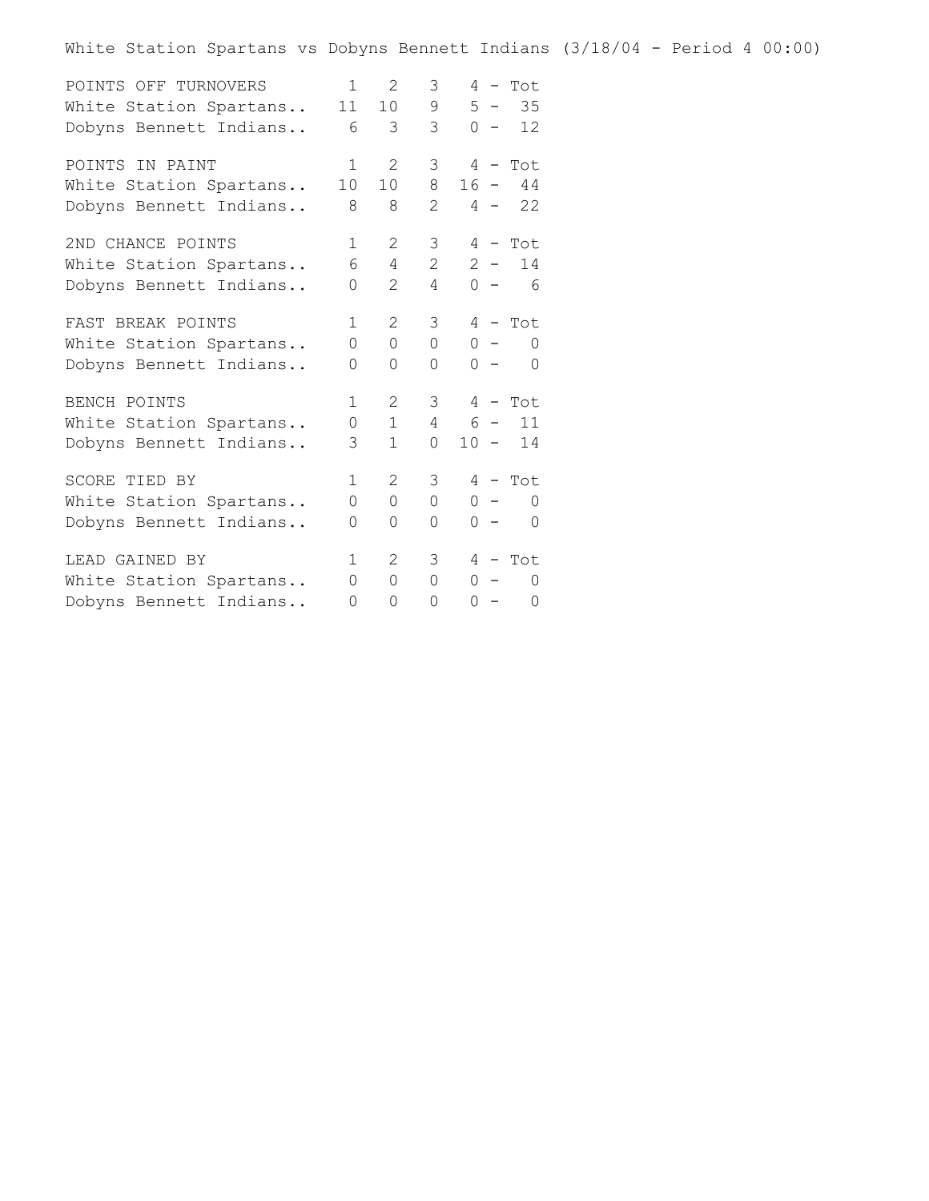White Station Spartans vs Dobyns Bennett Indians (3/18/04 - Period 4 00:00)

| POINTS OFF TURNOVERS | 1 | 2 | 3 | 4 | Tot |
|---|---|---|---|---|---|
| White Station Spartans.. | 11 | 10 | 9 | 5 | 35 |
| Dobyns Bennett Indians.. | 6 | 3 | 3 | 0 | 12 |

| POINTS IN PAINT | 1 | 2 | 3 | 4 | Tot |
|---|---|---|---|---|---|
| White Station Spartans.. | 10 | 10 | 8 | 16 | 44 |
| Dobyns Bennett Indians.. | 8 | 8 | 2 | 4 | 22 |

| 2ND CHANCE POINTS | 1 | 2 | 3 | 4 | Tot |
|---|---|---|---|---|---|
| White Station Spartans.. | 6 | 4 | 2 | 2 | 14 |
| Dobyns Bennett Indians.. | 0 | 2 | 4 | 0 | 6 |

| FAST BREAK POINTS | 1 | 2 | 3 | 4 | Tot |
|---|---|---|---|---|---|
| White Station Spartans.. | 0 | 0 | 0 | 0 | 0 |
| Dobyns Bennett Indians.. | 0 | 0 | 0 | 0 | 0 |

| BENCH POINTS | 1 | 2 | 3 | 4 | Tot |
|---|---|---|---|---|---|
| White Station Spartans.. | 0 | 1 | 4 | 6 | 11 |
| Dobyns Bennett Indians.. | 3 | 1 | 0 | 10 | 14 |

| SCORE TIED BY | 1 | 2 | 3 | 4 | Tot |
|---|---|---|---|---|---|
| White Station Spartans.. | 0 | 0 | 0 | 0 | 0 |
| Dobyns Bennett Indians.. | 0 | 0 | 0 | 0 | 0 |

| LEAD GAINED BY | 1 | 2 | 3 | 4 | Tot |
|---|---|---|---|---|---|
| White Station Spartans.. | 0 | 0 | 0 | 0 | 0 |
| Dobyns Bennett Indians.. | 0 | 0 | 0 | 0 | 0 |